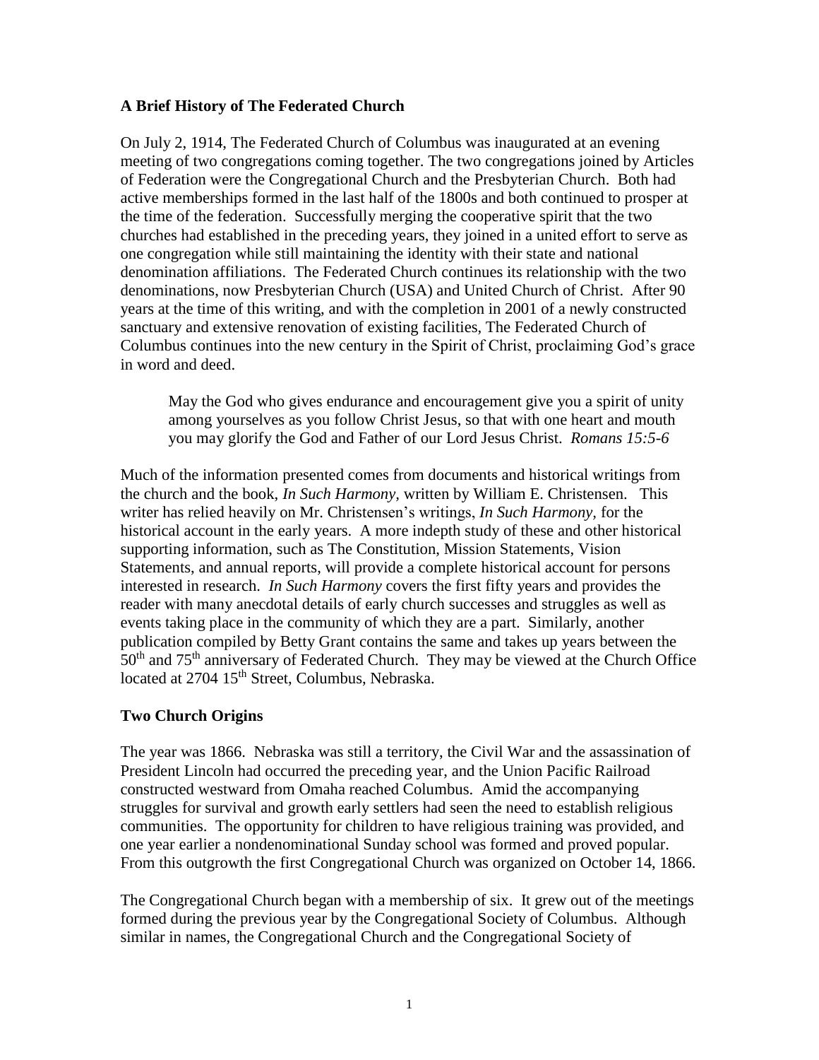## A Brief History of The Federated Church

On July 2, 1914, The Federated Church of Columbus was inaugurated at an evening meeting of two congregations coming together. The two congregations joined by Articles of Federation were the Congregational Church and the Presbyterian Church. Both had active memberships formed in the last half of the 1800s and both continued to prosper at the time of the federation. Successfully merging the cooperative spirit that the two churches had established in the preceding years, they joined in a united effort to serve as one congregation while still maintaining the identity with their state and national denomination affiliations. The Federated Church continues its relationship with the two denominations, now Presbyterian Church (USA) and United Church of Christ. After 90 years at the time of this writing, and with the completion in 2001 of a newly constructed sanctuary and extensive renovation of existing facilities, The Federated Church of Columbus continues into the new century in the Spirit of Christ, proclaiming God's grace in word and deed.

> May the God who gives endurance and encouragement give you a spirit of unity among yourselves as you follow Christ Jesus, so that with one heart and mouth you may glorify the God and Father of our Lord Jesus Christ. *Romans 15:5-6*

Much of the information presented comes from documents and historical writings from the church and the book, *In Such Harmony,* written by William E. Christensen. This writer has relied heavily on Mr. Christensen's writings, *In Such Harmony,* for the historical account in the early years. A more indepth study of these and other historical supporting information, such as The Constitution, Mission Statements, Vision Statements, and annual reports, will provide a complete historical account for persons interested in research. *In Such Harmony* covers the first fifty years and provides the reader with many anecdotal details of early church successes and struggles as well as events taking place in the community of which they are a part. Similarly, another publication compiled by Betty Grant contains the same and takes up years between the 50th and 75th anniversary of Federated Church. They may be viewed at the Church Office located at 2704 15th Street, Columbus, Nebraska.

## Two Church Origins

The year was 1866. Nebraska was still a territory, the Civil War and the assassination of President Lincoln had occurred the preceding year, and the Union Pacific Railroad constructed westward from Omaha reached Columbus. Amid the accompanying struggles for survival and growth early settlers had seen the need to establish religious communities. The opportunity for children to have religious training was provided, and one year earlier a nondenominational Sunday school was formed and proved popular. From this outgrowth the first Congregational Church was organized on October 14, 1866.

The Congregational Church began with a membership of six. It grew out of the meetings formed during the previous year by the Congregational Society of Columbus. Although similar in names, the Congregational Church and the Congregational Society of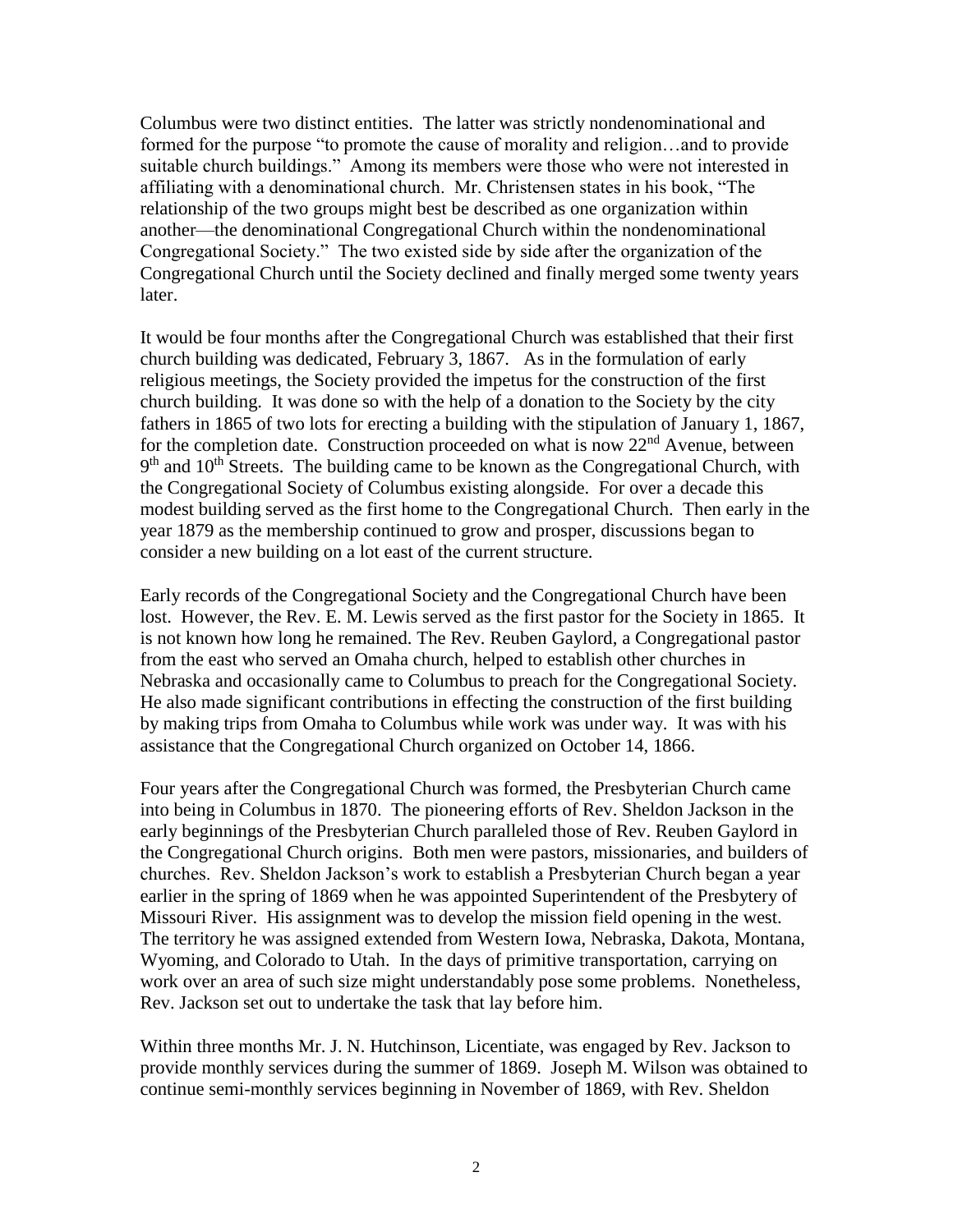Columbus were two distinct entities. The latter was strictly nondenominational and formed for the purpose "to promote the cause of morality and religion…and to provide suitable church buildings." Among its members were those who were not interested in affiliating with a denominational church. Mr. Christensen states in his book, "The relationship of the two groups might best be described as one organization within another—the denominational Congregational Church within the nondenominational Congregational Society." The two existed side by side after the organization of the Congregational Church until the Society declined and finally merged some twenty years later.

It would be four months after the Congregational Church was established that their first church building was dedicated, February 3, 1867. As in the formulation of early religious meetings, the Society provided the impetus for the construction of the first church building. It was done so with the help of a donation to the Society by the city fathers in 1865 of two lots for erecting a building with the stipulation of January 1, 1867, for the completion date. Construction proceeded on what is now 22nd Avenue, between 9th and 10th Streets. The building came to be known as the Congregational Church, with the Congregational Society of Columbus existing alongside. For over a decade this modest building served as the first home to the Congregational Church. Then early in the year 1879 as the membership continued to grow and prosper, discussions began to consider a new building on a lot east of the current structure.

Early records of the Congregational Society and the Congregational Church have been lost. However, the Rev. E. M. Lewis served as the first pastor for the Society in 1865. It is not known how long he remained. The Rev. Reuben Gaylord, a Congregational pastor from the east who served an Omaha church, helped to establish other churches in Nebraska and occasionally came to Columbus to preach for the Congregational Society. He also made significant contributions in effecting the construction of the first building by making trips from Omaha to Columbus while work was under way. It was with his assistance that the Congregational Church organized on October 14, 1866.

Four years after the Congregational Church was formed, the Presbyterian Church came into being in Columbus in 1870. The pioneering efforts of Rev. Sheldon Jackson in the early beginnings of the Presbyterian Church paralleled those of Rev. Reuben Gaylord in the Congregational Church origins. Both men were pastors, missionaries, and builders of churches. Rev. Sheldon Jackson's work to establish a Presbyterian Church began a year earlier in the spring of 1869 when he was appointed Superintendent of the Presbytery of Missouri River. His assignment was to develop the mission field opening in the west. The territory he was assigned extended from Western Iowa, Nebraska, Dakota, Montana, Wyoming, and Colorado to Utah. In the days of primitive transportation, carrying on work over an area of such size might understandably pose some problems. Nonetheless, Rev. Jackson set out to undertake the task that lay before him.

Within three months Mr. J. N. Hutchinson, Licentiate, was engaged by Rev. Jackson to provide monthly services during the summer of 1869. Joseph M. Wilson was obtained to continue semi-monthly services beginning in November of 1869, with Rev. Sheldon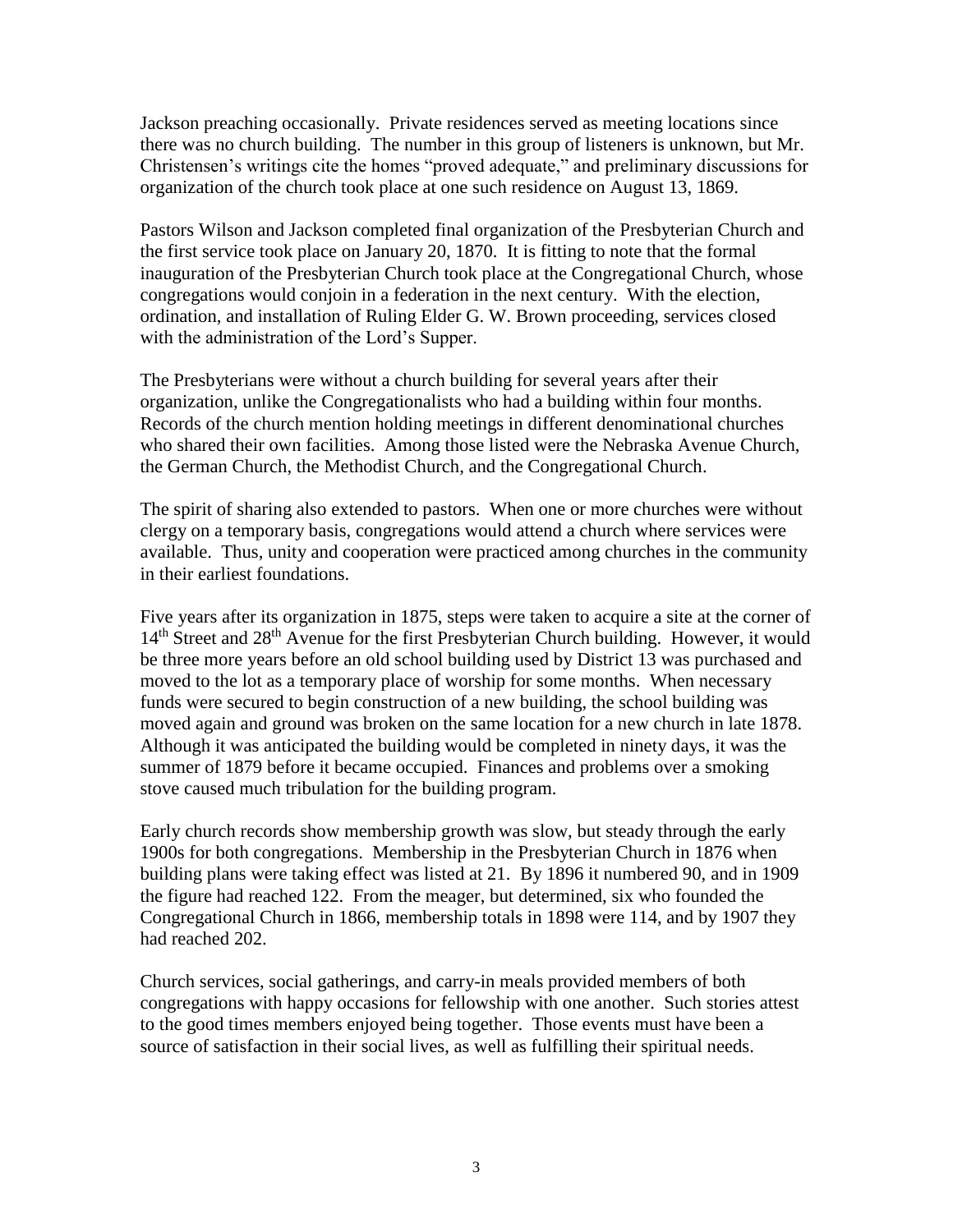Jackson preaching occasionally. Private residences served as meeting locations since there was no church building. The number in this group of listeners is unknown, but Mr. Christensen's writings cite the homes "proved adequate," and preliminary discussions for organization of the church took place at one such residence on August 13, 1869.

Pastors Wilson and Jackson completed final organization of the Presbyterian Church and the first service took place on January 20, 1870. It is fitting to note that the formal inauguration of the Presbyterian Church took place at the Congregational Church, whose congregations would conjoin in a federation in the next century. With the election, ordination, and installation of Ruling Elder G. W. Brown proceeding, services closed with the administration of the Lord's Supper.

The Presbyterians were without a church building for several years after their organization, unlike the Congregationalists who had a building within four months. Records of the church mention holding meetings in different denominational churches who shared their own facilities. Among those listed were the Nebraska Avenue Church, the German Church, the Methodist Church, and the Congregational Church.

The spirit of sharing also extended to pastors. When one or more churches were without clergy on a temporary basis, congregations would attend a church where services were available. Thus, unity and cooperation were practiced among churches in the community in their earliest foundations.

Five years after its organization in 1875, steps were taken to acquire a site at the corner of 14th Street and 28th Avenue for the first Presbyterian Church building. However, it would be three more years before an old school building used by District 13 was purchased and moved to the lot as a temporary place of worship for some months. When necessary funds were secured to begin construction of a new building, the school building was moved again and ground was broken on the same location for a new church in late 1878. Although it was anticipated the building would be completed in ninety days, it was the summer of 1879 before it became occupied. Finances and problems over a smoking stove caused much tribulation for the building program.

Early church records show membership growth was slow, but steady through the early 1900s for both congregations. Membership in the Presbyterian Church in 1876 when building plans were taking effect was listed at 21. By 1896 it numbered 90, and in 1909 the figure had reached 122. From the meager, but determined, six who founded the Congregational Church in 1866, membership totals in 1898 were 114, and by 1907 they had reached 202.

Church services, social gatherings, and carry-in meals provided members of both congregations with happy occasions for fellowship with one another. Such stories attest to the good times members enjoyed being together. Those events must have been a source of satisfaction in their social lives, as well as fulfilling their spiritual needs.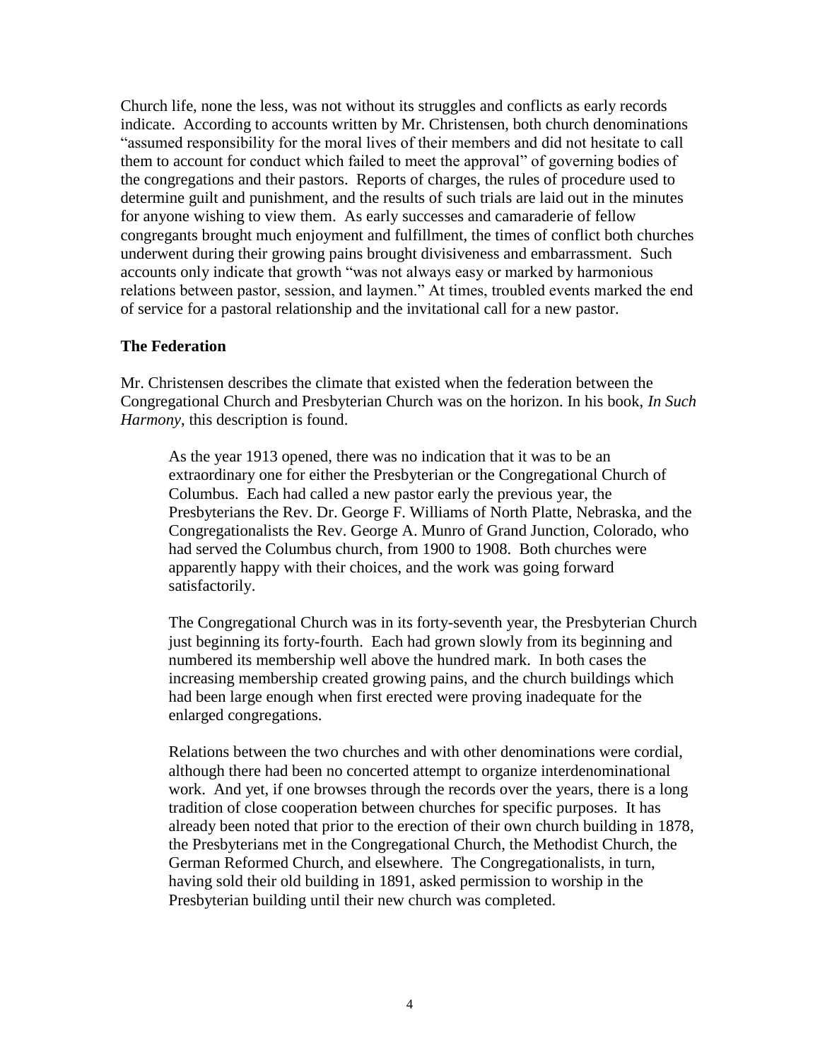Church life, none the less, was not without its struggles and conflicts as early records indicate. According to accounts written by Mr. Christensen, both church denominations "assumed responsibility for the moral lives of their members and did not hesitate to call them to account for conduct which failed to meet the approval" of governing bodies of the congregations and their pastors. Reports of charges, the rules of procedure used to determine guilt and punishment, and the results of such trials are laid out in the minutes for anyone wishing to view them. As early successes and camaraderie of fellow congregants brought much enjoyment and fulfillment, the times of conflict both churches underwent during their growing pains brought divisiveness and embarrassment. Such accounts only indicate that growth "was not always easy or marked by harmonious relations between pastor, session, and laymen." At times, troubled events marked the end of service for a pastoral relationship and the invitational call for a new pastor.

**The Federation**

Mr. Christensen describes the climate that existed when the federation between the Congregational Church and Presbyterian Church was on the horizon. In his book, *In Such Harmony*, this description is found.

> As the year 1913 opened, there was no indication that it was to be an extraordinary one for either the Presbyterian or the Congregational Church of Columbus. Each had called a new pastor early the previous year, the Presbyterians the Rev. Dr. George F. Williams of North Platte, Nebraska, and the Congregationalists the Rev. George A. Munro of Grand Junction, Colorado, who had served the Columbus church, from 1900 to 1908. Both churches were apparently happy with their choices, and the work was going forward satisfactorily.
>
> The Congregational Church was in its forty-seventh year, the Presbyterian Church just beginning its forty-fourth. Each had grown slowly from its beginning and numbered its membership well above the hundred mark. In both cases the increasing membership created growing pains, and the church buildings which had been large enough when first erected were proving inadequate for the enlarged congregations.
>
> Relations between the two churches and with other denominations were cordial, although there had been no concerted attempt to organize interdenominational work. And yet, if one browses through the records over the years, there is a long tradition of close cooperation between churches for specific purposes. It has already been noted that prior to the erection of their own church building in 1878, the Presbyterians met in the Congregational Church, the Methodist Church, the German Reformed Church, and elsewhere. The Congregationalists, in turn, having sold their old building in 1891, asked permission to worship in the Presbyterian building until their new church was completed.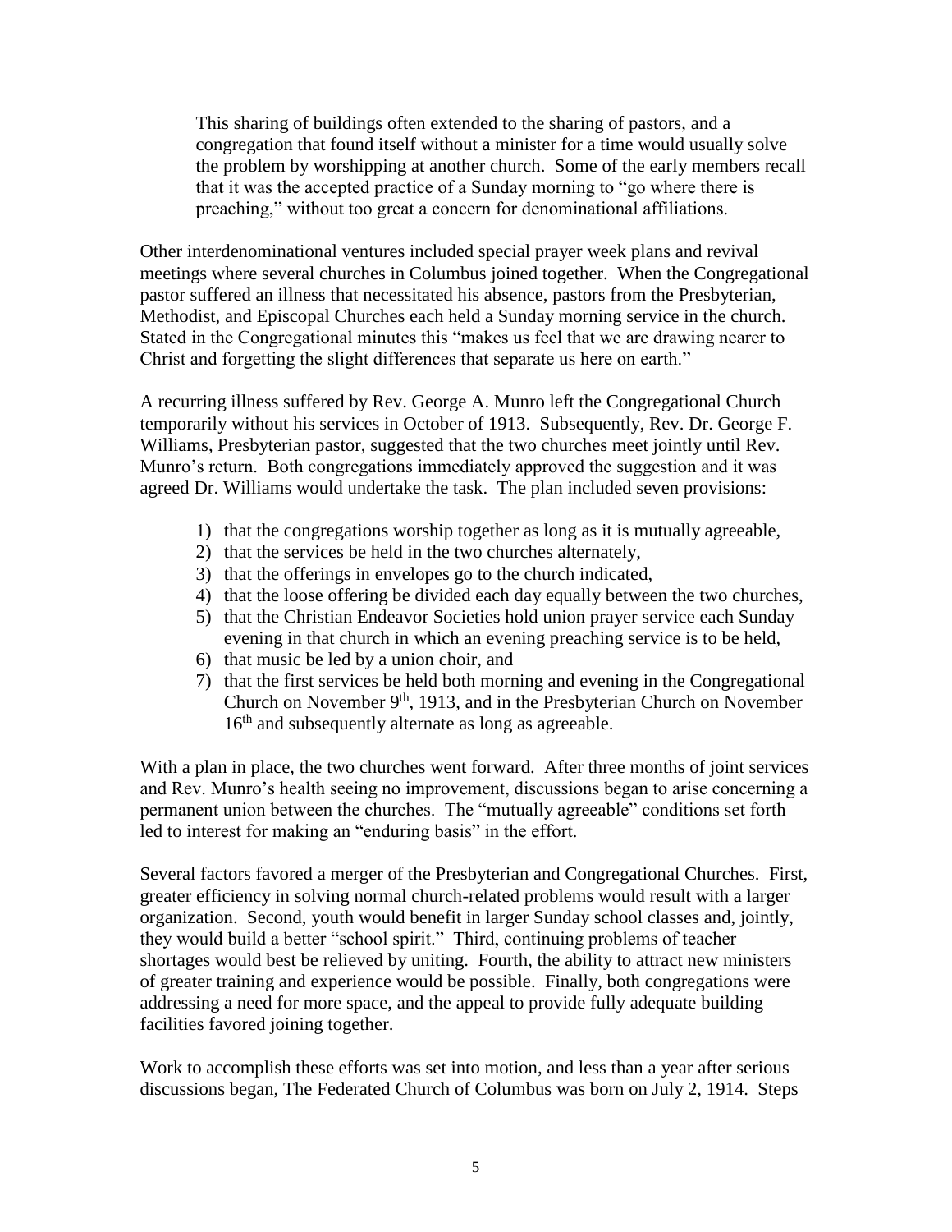> This sharing of buildings often extended to the sharing of pastors, and a congregation that found itself without a minister for a time would usually solve the problem by worshipping at another church. Some of the early members recall that it was the accepted practice of a Sunday morning to "go where there is preaching," without too great a concern for denominational affiliations.

Other interdenominational ventures included special prayer week plans and revival meetings where several churches in Columbus joined together. When the Congregational pastor suffered an illness that necessitated his absence, pastors from the Presbyterian, Methodist, and Episcopal Churches each held a Sunday morning service in the church. Stated in the Congregational minutes this "makes us feel that we are drawing nearer to Christ and forgetting the slight differences that separate us here on earth."

A recurring illness suffered by Rev. George A. Munro left the Congregational Church temporarily without his services in October of 1913. Subsequently, Rev. Dr. George F. Williams, Presbyterian pastor, suggested that the two churches meet jointly until Rev. Munro's return. Both congregations immediately approved the suggestion and it was agreed Dr. Williams would undertake the task. The plan included seven provisions:

1) that the congregations worship together as long as it is mutually agreeable,
2) that the services be held in the two churches alternately,
3) that the offerings in envelopes go to the church indicated,
4) that the loose offering be divided each day equally between the two churches,
5) that the Christian Endeavor Societies hold union prayer service each Sunday evening in that church in which an evening preaching service is to be held,
6) that music be led by a union choir, and
7) that the first services be held both morning and evening in the Congregational Church on November 9th, 1913, and in the Presbyterian Church on November 16th and subsequently alternate as long as agreeable.

With a plan in place, the two churches went forward. After three months of joint services and Rev. Munro's health seeing no improvement, discussions began to arise concerning a permanent union between the churches. The "mutually agreeable" conditions set forth led to interest for making an "enduring basis" in the effort.

Several factors favored a merger of the Presbyterian and Congregational Churches. First, greater efficiency in solving normal church-related problems would result with a larger organization. Second, youth would benefit in larger Sunday school classes and, jointly, they would build a better "school spirit." Third, continuing problems of teacher shortages would best be relieved by uniting. Fourth, the ability to attract new ministers of greater training and experience would be possible. Finally, both congregations were addressing a need for more space, and the appeal to provide fully adequate building facilities favored joining together.

Work to accomplish these efforts was set into motion, and less than a year after serious discussions began, The Federated Church of Columbus was born on July 2, 1914. Steps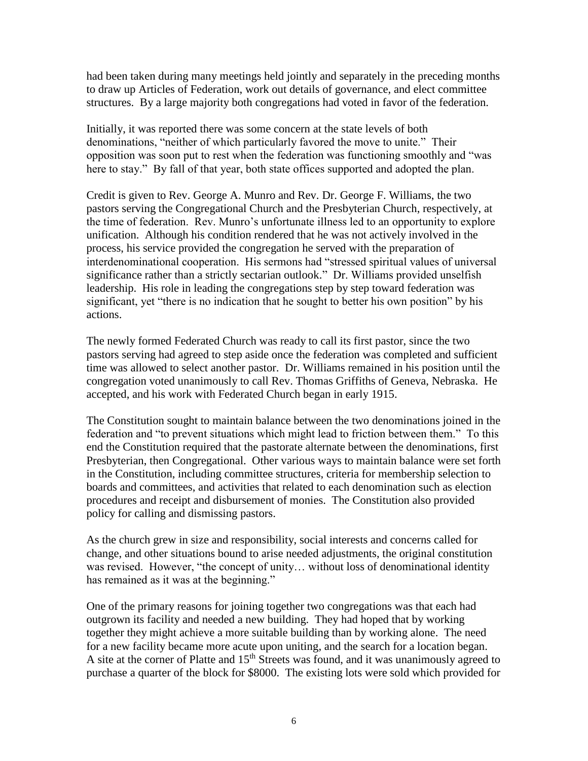had been taken during many meetings held jointly and separately in the preceding months to draw up Articles of Federation, work out details of governance, and elect committee structures. By a large majority both congregations had voted in favor of the federation.

Initially, it was reported there was some concern at the state levels of both denominations, "neither of which particularly favored the move to unite." Their opposition was soon put to rest when the federation was functioning smoothly and "was here to stay." By fall of that year, both state offices supported and adopted the plan.

Credit is given to Rev. George A. Munro and Rev. Dr. George F. Williams, the two pastors serving the Congregational Church and the Presbyterian Church, respectively, at the time of federation. Rev. Munro's unfortunate illness led to an opportunity to explore unification. Although his condition rendered that he was not actively involved in the process, his service provided the congregation he served with the preparation of interdenominational cooperation. His sermons had "stressed spiritual values of universal significance rather than a strictly sectarian outlook." Dr. Williams provided unselfish leadership. His role in leading the congregations step by step toward federation was significant, yet "there is no indication that he sought to better his own position" by his actions.

The newly formed Federated Church was ready to call its first pastor, since the two pastors serving had agreed to step aside once the federation was completed and sufficient time was allowed to select another pastor. Dr. Williams remained in his position until the congregation voted unanimously to call Rev. Thomas Griffiths of Geneva, Nebraska. He accepted, and his work with Federated Church began in early 1915.

The Constitution sought to maintain balance between the two denominations joined in the federation and "to prevent situations which might lead to friction between them." To this end the Constitution required that the pastorate alternate between the denominations, first Presbyterian, then Congregational. Other various ways to maintain balance were set forth in the Constitution, including committee structures, criteria for membership selection to boards and committees, and activities that related to each denomination such as election procedures and receipt and disbursement of monies. The Constitution also provided policy for calling and dismissing pastors.

As the church grew in size and responsibility, social interests and concerns called for change, and other situations bound to arise needed adjustments, the original constitution was revised. However, "the concept of unity… without loss of denominational identity has remained as it was at the beginning."

One of the primary reasons for joining together two congregations was that each had outgrown its facility and needed a new building. They had hoped that by working together they might achieve a more suitable building than by working alone. The need for a new facility became more acute upon uniting, and the search for a location began. A site at the corner of Platte and 15th Streets was found, and it was unanimously agreed to purchase a quarter of the block for $8000. The existing lots were sold which provided for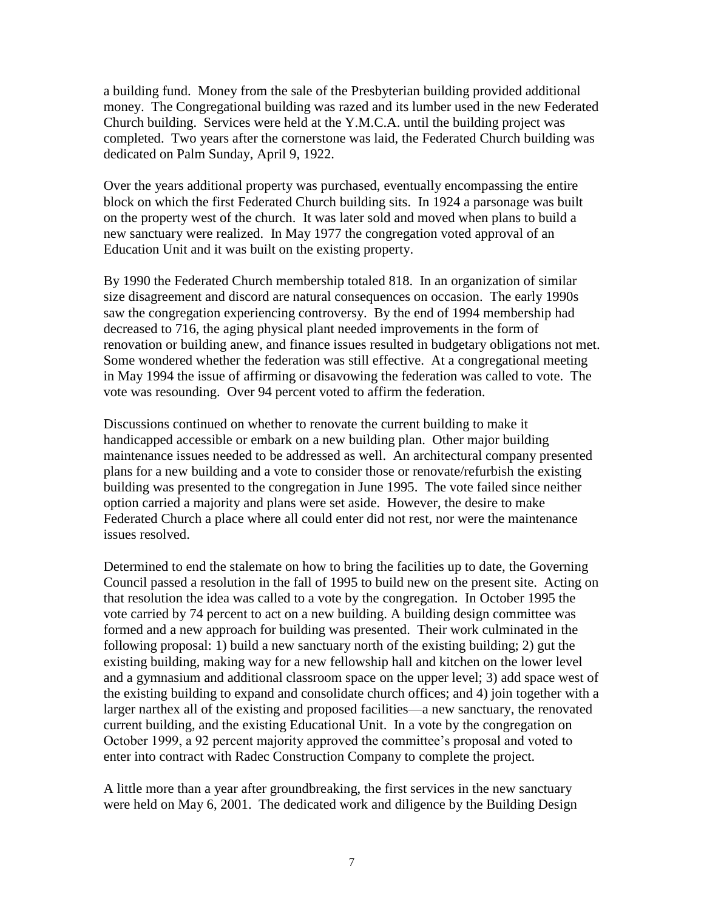a building fund. Money from the sale of the Presbyterian building provided additional money. The Congregational building was razed and its lumber used in the new Federated Church building. Services were held at the Y.M.C.A. until the building project was completed. Two years after the cornerstone was laid, the Federated Church building was dedicated on Palm Sunday, April 9, 1922.

Over the years additional property was purchased, eventually encompassing the entire block on which the first Federated Church building sits. In 1924 a parsonage was built on the property west of the church. It was later sold and moved when plans to build a new sanctuary were realized. In May 1977 the congregation voted approval of an Education Unit and it was built on the existing property.

By 1990 the Federated Church membership totaled 818. In an organization of similar size disagreement and discord are natural consequences on occasion. The early 1990s saw the congregation experiencing controversy. By the end of 1994 membership had decreased to 716, the aging physical plant needed improvements in the form of renovation or building anew, and finance issues resulted in budgetary obligations not met. Some wondered whether the federation was still effective. At a congregational meeting in May 1994 the issue of affirming or disavowing the federation was called to vote. The vote was resounding. Over 94 percent voted to affirm the federation.

Discussions continued on whether to renovate the current building to make it handicapped accessible or embark on a new building plan. Other major building maintenance issues needed to be addressed as well. An architectural company presented plans for a new building and a vote to consider those or renovate/refurbish the existing building was presented to the congregation in June 1995. The vote failed since neither option carried a majority and plans were set aside. However, the desire to make Federated Church a place where all could enter did not rest, nor were the maintenance issues resolved.

Determined to end the stalemate on how to bring the facilities up to date, the Governing Council passed a resolution in the fall of 1995 to build new on the present site. Acting on that resolution the idea was called to a vote by the congregation. In October 1995 the vote carried by 74 percent to act on a new building. A building design committee was formed and a new approach for building was presented. Their work culminated in the following proposal: 1) build a new sanctuary north of the existing building; 2) gut the existing building, making way for a new fellowship hall and kitchen on the lower level and a gymnasium and additional classroom space on the upper level; 3) add space west of the existing building to expand and consolidate church offices; and 4) join together with a larger narthex all of the existing and proposed facilities—a new sanctuary, the renovated current building, and the existing Educational Unit. In a vote by the congregation on October 1999, a 92 percent majority approved the committee's proposal and voted to enter into contract with Radec Construction Company to complete the project.

A little more than a year after groundbreaking, the first services in the new sanctuary were held on May 6, 2001. The dedicated work and diligence by the Building Design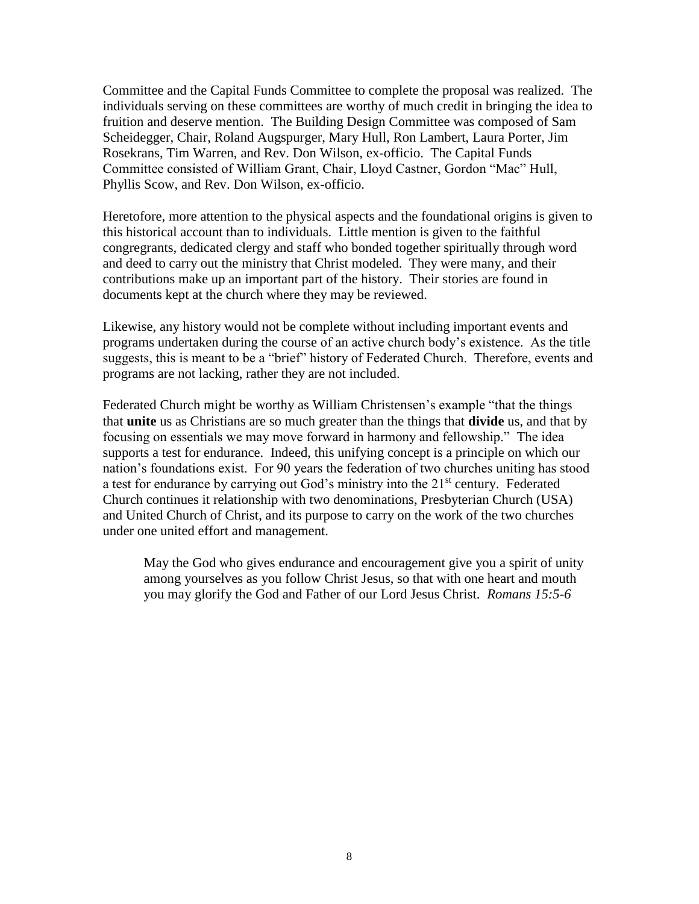Committee and the Capital Funds Committee to complete the proposal was realized. The individuals serving on these committees are worthy of much credit in bringing the idea to fruition and deserve mention. The Building Design Committee was composed of Sam Scheidegger, Chair, Roland Augspurger, Mary Hull, Ron Lambert, Laura Porter, Jim Rosekrans, Tim Warren, and Rev. Don Wilson, ex-officio. The Capital Funds Committee consisted of William Grant, Chair, Lloyd Castner, Gordon "Mac" Hull, Phyllis Scow, and Rev. Don Wilson, ex-officio.

Heretofore, more attention to the physical aspects and the foundational origins is given to this historical account than to individuals. Little mention is given to the faithful congregrants, dedicated clergy and staff who bonded together spiritually through word and deed to carry out the ministry that Christ modeled. They were many, and their contributions make up an important part of the history. Their stories are found in documents kept at the church where they may be reviewed.

Likewise, any history would not be complete without including important events and programs undertaken during the course of an active church body's existence. As the title suggests, this is meant to be a "brief" history of Federated Church. Therefore, events and programs are not lacking, rather they are not included.

Federated Church might be worthy as William Christensen's example "that the things that **unite** us as Christians are so much greater than the things that **divide** us, and that by focusing on essentials we may move forward in harmony and fellowship." The idea supports a test for endurance. Indeed, this unifying concept is a principle on which our nation's foundations exist. For 90 years the federation of two churches uniting has stood a test for endurance by carrying out God's ministry into the 21st century. Federated Church continues it relationship with two denominations, Presbyterian Church (USA) and United Church of Christ, and its purpose to carry on the work of the two churches under one united effort and management.

> May the God who gives endurance and encouragement give you a spirit of unity among yourselves as you follow Christ Jesus, so that with one heart and mouth you may glorify the God and Father of our Lord Jesus Christ. *Romans 15:5-6*